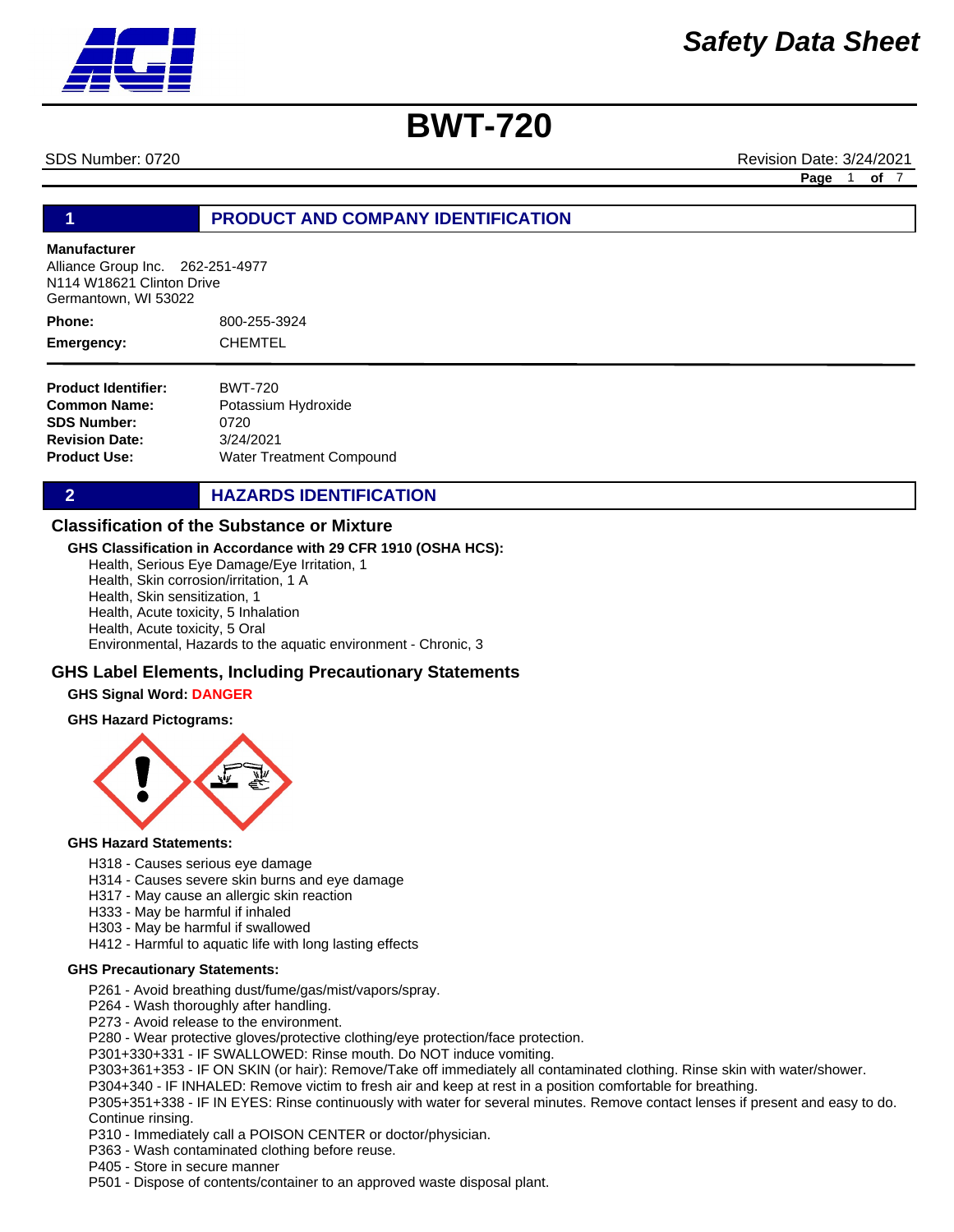# Safety Data Sheet

# BWT-720

SDS Number: 0720 Revision Date: 3/24/2021

## 1 PRODUCT AND COMPANY IDENTIFICATION

**Manufacturer**
Alliance Group Inc. 262-251-4977
N114 W18621 Clinton Drive
Germantown, WI 53022

**Phone:** 800-255-3924

**Emergency:** CHEMTEL

**Product Identifier:** BWT-720
**Common Name:** Potassium Hydroxide
**SDS Number:** 0720
**Revision Date:** 3/24/2021
**Product Use:** Water Treatment Compound

## 2 HAZARDS IDENTIFICATION

### Classification of the Substance or Mixture

**GHS Classification in Accordance with 29 CFR 1910 (OSHA HCS):**

Health, Serious Eye Damage/Eye Irritation, 1
Health, Skin corrosion/irritation, 1 A
Health, Skin sensitization, 1
Health, Acute toxicity, 5 Inhalation
Health, Acute toxicity, 5 Oral
Environmental, Hazards to the aquatic environment - Chronic, 3

### GHS Label Elements, Including Precautionary Statements

**GHS Signal Word: DANGER**

**GHS Hazard Pictograms:**

**GHS Hazard Statements:**

H318 - Causes serious eye damage
H314 - Causes severe skin burns and eye damage
H317 - May cause an allergic skin reaction
H333 - May be harmful if inhaled
H303 - May be harmful if swallowed
H412 - Harmful to aquatic life with long lasting effects

**GHS Precautionary Statements:**

P261 - Avoid breathing dust/fume/gas/mist/vapors/spray.
P264 - Wash thoroughly after handling.
P273 - Avoid release to the environment.
P280 - Wear protective gloves/protective clothing/eye protection/face protection.
P301+330+331 - IF SWALLOWED: Rinse mouth. Do NOT induce vomiting.
P303+361+353 - IF ON SKIN (or hair): Remove/Take off immediately all contaminated clothing. Rinse skin with water/shower.
P304+340 - IF INHALED: Remove victim to fresh air and keep at rest in a position comfortable for breathing.
P305+351+338 - IF IN EYES: Rinse continuously with water for several minutes. Remove contact lenses if present and easy to do. Continue rinsing.
P310 - Immediately call a POISON CENTER or doctor/physician.
P363 - Wash contaminated clothing before reuse.
P405 - Store in secure manner
P501 - Dispose of contents/container to an approved waste disposal plant.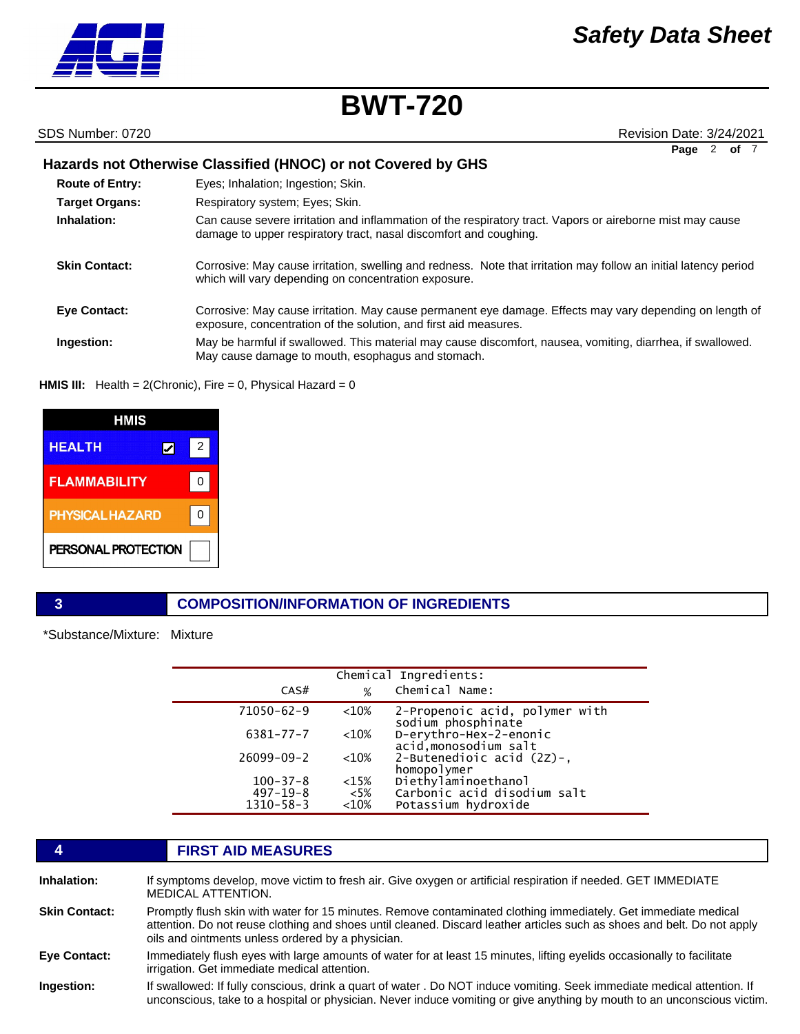### Hazards not Otherwise Classified (HNOC) or not Covered by GHS

**Route of Entry:** Eyes; Inhalation; Ingestion; Skin.

**Target Organs:** Respiratory system; Eyes; Skin.

**Inhalation:** Can cause severe irritation and inflammation of the respiratory tract. Vapors or aireborne mist may cause damage to upper respiratory tract, nasal discomfort and coughing.

**Skin Contact:** Corrosive: May cause irritation, swelling and redness. Note that irritation may follow an initial latency period which will vary depending on concentration exposure.

**Eye Contact:** Corrosive: May cause irritation. May cause permanent eye damage. Effects may vary depending on length of exposure, concentration of the solution, and first aid measures.

**Ingestion:** May be harmful if swallowed. This material may cause discomfort, nausea, vomiting, diarrhea, if swallowed. May cause damage to mouth, esophagus and stomach.

**HMIS III:** Health = 2(Chronic), Fire = 0, Physical Hazard = 0

| HMIS | |
|---|---|
| HEALTH ☑ | 2 |
| FLAMMABILITY | 0 |
| PHYSICAL HAZARD | 0 |
| PERSONAL PROTECTION | |

## 3 COMPOSITION/INFORMATION OF INGREDIENTS

*Substance/Mixture: Mixture

Chemical Ingredients:

| CAS# | % | Chemical Name: |
|---|---|---|
| 71050-62-9 | <10% | 2-Propenoic acid, polymer with sodium phosphinate |
| 6381-77-7 | <10% | D-erythro-Hex-2-enonic acid,monosodium salt |
| 26099-09-2 | <10% | 2-Butenedioic acid (2Z)-, homopolymer |
| 100-37-8 | <15% | Diethylaminoethanol |
| 497-19-8 | <5% | Carbonic acid disodium salt |
| 1310-58-3 | <10% | Potassium hydroxide |

## 4 FIRST AID MEASURES

**Inhalation:** If symptoms develop, move victim to fresh air. Give oxygen or artificial respiration if needed. GET IMMEDIATE MEDICAL ATTENTION.

**Skin Contact:** Promptly flush skin with water for 15 minutes. Remove contaminated clothing immediately. Get immediate medical attention. Do not reuse clothing and shoes until cleaned. Discard leather articles such as shoes and belt. Do not apply oils and ointments unless ordered by a physician.

**Eye Contact:** Immediately flush eyes with large amounts of water for at least 15 minutes, lifting eyelids occasionally to facilitate irrigation. Get immediate medical attention.

**Ingestion:** If swallowed: If fully conscious, drink a quart of water . Do NOT induce vomiting. Seek immediate medical attention. If unconscious, take to a hospital or physician. Never induce vomiting or give anything by mouth to an unconscious victim.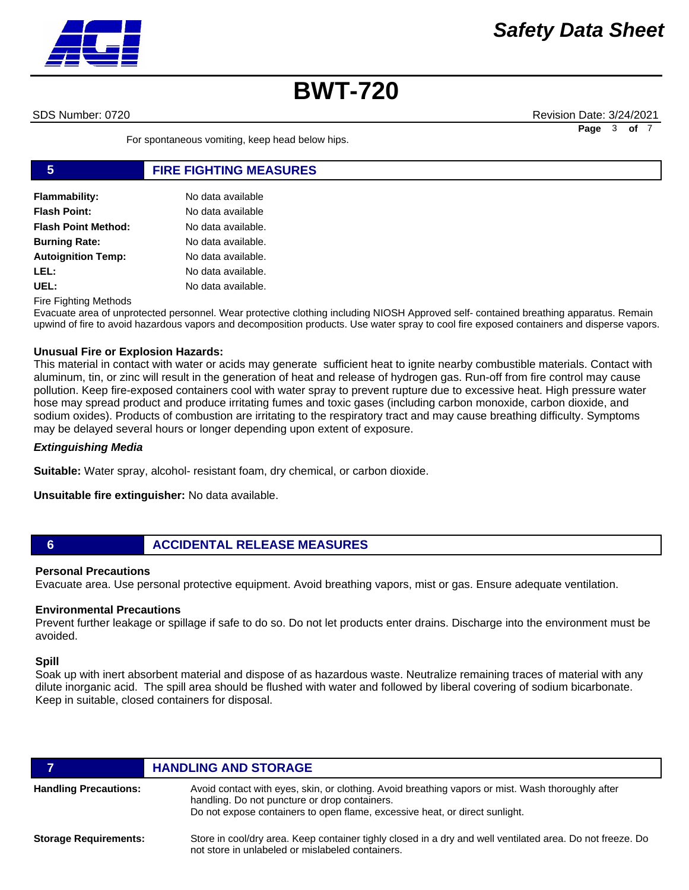For spontaneous vomiting, keep head below hips.

## 5 FIRE FIGHTING MEASURES

| | |
|---|---|
| **Flammability:** | No data available |
| **Flash Point:** | No data available |
| **Flash Point Method:** | No data available. |
| **Burning Rate:** | No data available. |
| **Autoignition Temp:** | No data available. |
| **LEL:** | No data available. |
| **UEL:** | No data available. |

Fire Fighting Methods

Evacuate area of unprotected personnel. Wear protective clothing including NIOSH Approved self- contained breathing apparatus. Remain upwind of fire to avoid hazardous vapors and decomposition products. Use water spray to cool fire exposed containers and disperse vapors.

**Unusual Fire or Explosion Hazards:**

This material in contact with water or acids may generate sufficient heat to ignite nearby combustible materials. Contact with aluminum, tin, or zinc will result in the generation of heat and release of hydrogen gas. Run-off from fire control may cause pollution. Keep fire-exposed containers cool with water spray to prevent rupture due to excessive heat. High pressure water hose may spread product and produce irritating fumes and toxic gases (including carbon monoxide, carbon dioxide, and sodium oxides). Products of combustion are irritating to the respiratory tract and may cause breathing difficulty. Symptoms may be delayed several hours or longer depending upon extent of exposure.

***Extinguishing Media***

**Suitable:** Water spray, alcohol- resistant foam, dry chemical, or carbon dioxide.

**Unsuitable fire extinguisher:** No data available.

## 6 ACCIDENTAL RELEASE MEASURES

**Personal Precautions**

Evacuate area. Use personal protective equipment. Avoid breathing vapors, mist or gas. Ensure adequate ventilation.

**Environmental Precautions**

Prevent further leakage or spillage if safe to do so. Do not let products enter drains. Discharge into the environment must be avoided.

**Spill**

Soak up with inert absorbent material and dispose of as hazardous waste. Neutralize remaining traces of material with any dilute inorganic acid. The spill area should be flushed with water and followed by liberal covering of sodium bicarbonate. Keep in suitable, closed containers for disposal.

## 7 HANDLING AND STORAGE

| | |
|---|---|
| **Handling Precautions:** | Avoid contact with eyes, skin, or clothing. Avoid breathing vapors or mist. Wash thoroughly after handling. Do not puncture or drop containers. Do not expose containers to open flame, excessive heat, or direct sunlight. |
| **Storage Requirements:** | Store in cool/dry area. Keep container tighly closed in a dry and well ventilated area. Do not freeze. Do not store in unlabeled or mislabeled containers. |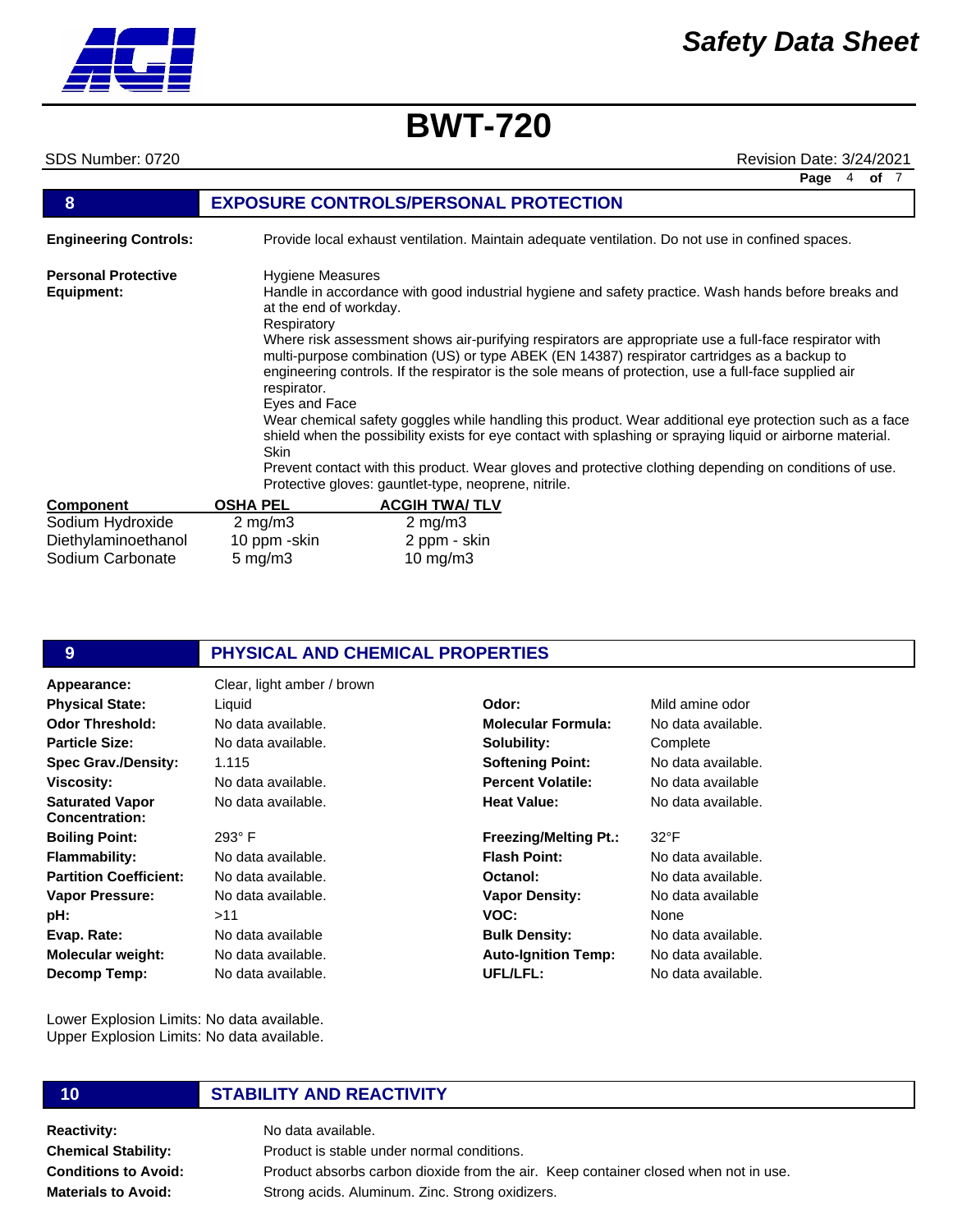# BWT-720

SDS Number: 0720 Revision Date: 3/24/2021

## 8 EXPOSURE CONTROLS/PERSONAL PROTECTION

**Engineering Controls:** Provide local exhaust ventilation. Maintain adequate ventilation. Do not use in confined spaces.

**Personal Protective Equipment:**

Hygiene Measures
Handle in accordance with good industrial hygiene and safety practice. Wash hands before breaks and at the end of workday.

Respiratory
Where risk assessment shows air-purifying respirators are appropriate use a full-face respirator with multi-purpose combination (US) or type ABEK (EN 14387) respirator cartridges as a backup to engineering controls. If the respirator is the sole means of protection, use a full-face supplied air respirator.

Eyes and Face
Wear chemical safety goggles while handling this product. Wear additional eye protection such as a face shield when the possibility exists for eye contact with splashing or spraying liquid or airborne material.

Skin
Prevent contact with this product. Wear gloves and protective clothing depending on conditions of use. Protective gloves: gauntlet-type, neoprene, nitrile.

| Component | OSHA PEL | ACGIH TWA/ TLV |
|---|---|---|
| Sodium Hydroxide | 2 mg/m3 | 2 mg/m3 |
| Diethylaminoethanol | 10 ppm -skin | 2 ppm - skin |
| Sodium Carbonate | 5 mg/m3 | 10 mg/m3 |

## 9 PHYSICAL AND CHEMICAL PROPERTIES

| | | | |
|---|---|---|---|
| **Appearance:** | Clear, light amber / brown | | |
| **Physical State:** | Liquid | **Odor:** | Mild amine odor |
| **Odor Threshold:** | No data available. | **Molecular Formula:** | No data available. |
| **Particle Size:** | No data available. | **Solubility:** | Complete |
| **Spec Grav./Density:** | 1.115 | **Softening Point:** | No data available. |
| **Viscosity:** | No data available. | **Percent Volatile:** | No data available |
| **Saturated Vapor Concentration:** | No data available. | **Heat Value:** | No data available. |
| **Boiling Point:** | 293° F | **Freezing/Melting Pt.:** | 32°F |
| **Flammability:** | No data available. | **Flash Point:** | No data available. |
| **Partition Coefficient:** | No data available. | **Octanol:** | No data available. |
| **Vapor Pressure:** | No data available. | **Vapor Density:** | No data available |
| **pH:** | >11 | **VOC:** | None |
| **Evap. Rate:** | No data available | **Bulk Density:** | No data available. |
| **Molecular weight:** | No data available. | **Auto-Ignition Temp:** | No data available. |
| **Decomp Temp:** | No data available. | **UFL/LFL:** | No data available. |

Lower Explosion Limits: No data available.
Upper Explosion Limits: No data available.

## 10 STABILITY AND REACTIVITY

**Reactivity:** No data available.

**Chemical Stability:** Product is stable under normal conditions.

**Conditions to Avoid:** Product absorbs carbon dioxide from the air. Keep container closed when not in use.

**Materials to Avoid:** Strong acids. Aluminum. Zinc. Strong oxidizers.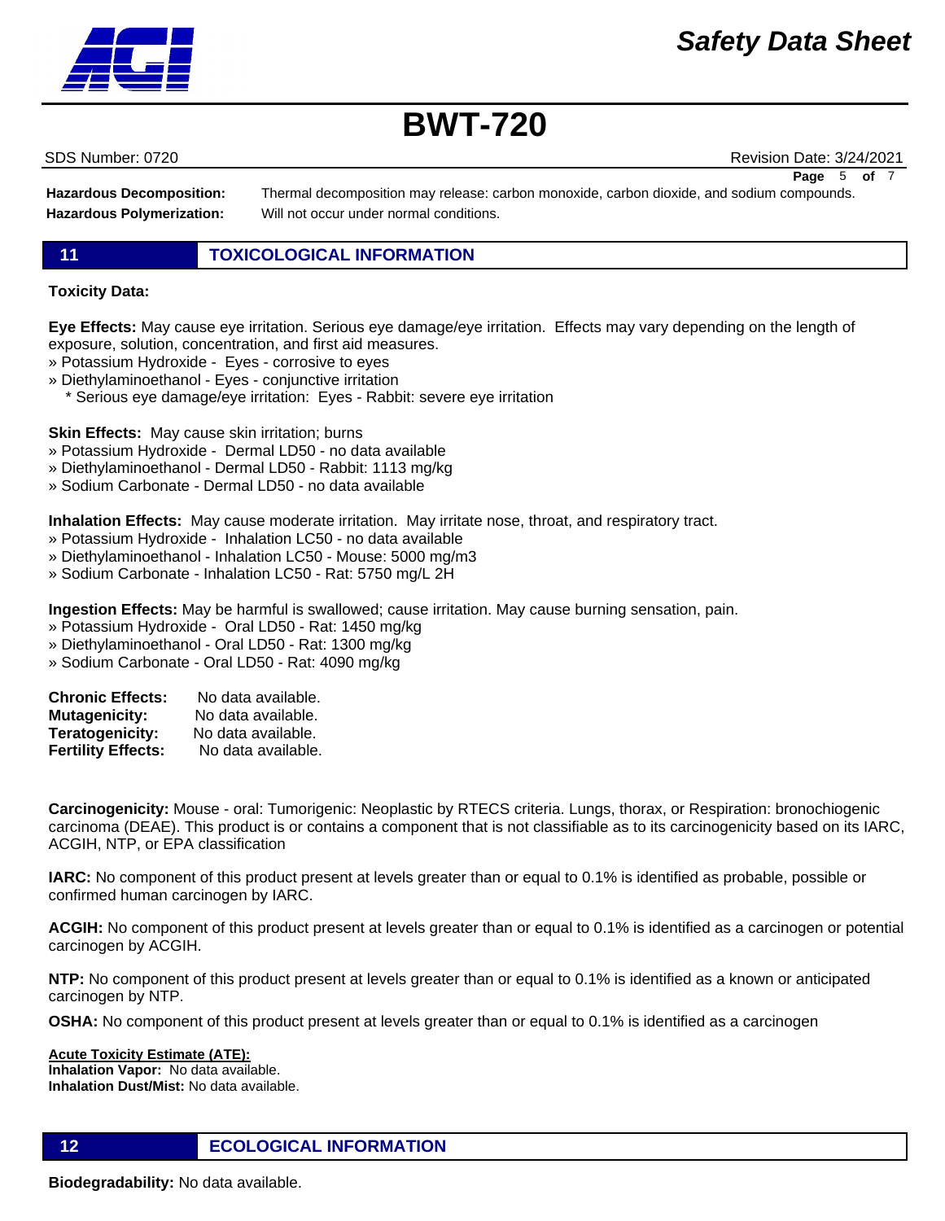**Hazardous Decomposition:** Thermal decomposition may release: carbon monoxide, carbon dioxide, and sodium compounds.

**Hazardous Polymerization:** Will not occur under normal conditions.

## 11 TOXICOLOGICAL INFORMATION

**Toxicity Data:**

**Eye Effects:** May cause eye irritation. Serious eye damage/eye irritation. Effects may vary depending on the length of exposure, solution, concentration, and first aid measures.

» Potassium Hydroxide - Eyes - corrosive to eyes
» Diethylaminoethanol - Eyes - conjunctive irritation
 * Serious eye damage/eye irritation: Eyes - Rabbit: severe eye irritation

**Skin Effects:** May cause skin irritation; burns

» Potassium Hydroxide - Dermal LD50 - no data available
» Diethylaminoethanol - Dermal LD50 - Rabbit: 1113 mg/kg
» Sodium Carbonate - Dermal LD50 - no data available

**Inhalation Effects:** May cause moderate irritation. May irritate nose, throat, and respiratory tract.

» Potassium Hydroxide - Inhalation LC50 - no data available
» Diethylaminoethanol - Inhalation LC50 - Mouse: 5000 mg/m3
» Sodium Carbonate - Inhalation LC50 - Rat: 5750 mg/L 2H

**Ingestion Effects:** May be harmful is swallowed; cause irritation. May cause burning sensation, pain.

» Potassium Hydroxide - Oral LD50 - Rat: 1450 mg/kg
» Diethylaminoethanol - Oral LD50 - Rat: 1300 mg/kg
» Sodium Carbonate - Oral LD50 - Rat: 4090 mg/kg

**Chronic Effects:** No data available.
**Mutagenicity:** No data available.
**Teratogenicity:** No data available.
**Fertility Effects:** No data available.

**Carcinogenicity:** Mouse - oral: Tumorigenic: Neoplastic by RTECS criteria. Lungs, thorax, or Respiration: bronochiogenic carcinoma (DEAE). This product is or contains a component that is not classifiable as to its carcinogenicity based on its IARC, ACGIH, NTP, or EPA classification

**IARC:** No component of this product present at levels greater than or equal to 0.1% is identified as probable, possible or confirmed human carcinogen by IARC.

**ACGIH:** No component of this product present at levels greater than or equal to 0.1% is identified as a carcinogen or potential carcinogen by ACGIH.

**NTP:** No component of this product present at levels greater than or equal to 0.1% is identified as a known or anticipated carcinogen by NTP.

**OSHA:** No component of this product present at levels greater than or equal to 0.1% is identified as a carcinogen

**Acute Toxicity Estimate (ATE):**
**Inhalation Vapor:** No data available.
**Inhalation Dust/Mist:** No data available.

## 12 ECOLOGICAL INFORMATION

**Biodegradability:** No data available.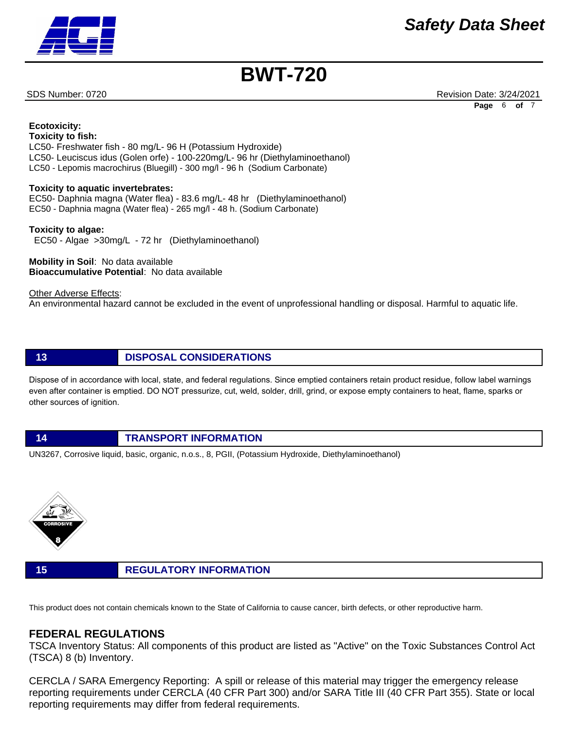**Ecotoxicity:**

**Toxicity to fish:**

LC50- Freshwater fish - 80 mg/L- 96 H (Potassium Hydroxide)
LC50- Leuciscus idus (Golen orfe) - 100-220mg/L- 96 hr (Diethylaminoethanol)
LC50 - Lepomis macrochirus (Bluegill) - 300 mg/l - 96 h (Sodium Carbonate)

**Toxicity to aquatic invertebrates:**

EC50- Daphnia magna (Water flea) - 83.6 mg/L- 48 hr (Diethylaminoethanol)
EC50 - Daphnia magna (Water flea) - 265 mg/l - 48 h. (Sodium Carbonate)

**Toxicity to algae:**

EC50 - Algae >30mg/L - 72 hr (Diethylaminoethanol)

**Mobility in Soil**: No data available
**Bioaccumulative Potential**: No data available

Other Adverse Effects:
An environmental hazard cannot be excluded in the event of unprofessional handling or disposal. Harmful to aquatic life.

## 13 DISPOSAL CONSIDERATIONS

Dispose of in accordance with local, state, and federal regulations. Since emptied containers retain product residue, follow label warnings even after container is emptied. DO NOT pressurize, cut, weld, solder, drill, grind, or expose empty containers to heat, flame, sparks or other sources of ignition.

## 14 TRANSPORT INFORMATION

UN3267, Corrosive liquid, basic, organic, n.o.s., 8, PGII, (Potassium Hydroxide, Diethylaminoethanol)

CORROSIVE 8

## 15 REGULATORY INFORMATION

This product does not contain chemicals known to the State of California to cause cancer, birth defects, or other reproductive harm.

### FEDERAL REGULATIONS

TSCA Inventory Status: All components of this product are listed as "Active" on the Toxic Substances Control Act (TSCA) 8 (b) Inventory.

CERCLA / SARA Emergency Reporting: A spill or release of this material may trigger the emergency release reporting requirements under CERCLA (40 CFR Part 300) and/or SARA Title III (40 CFR Part 355). State or local reporting requirements may differ from federal requirements.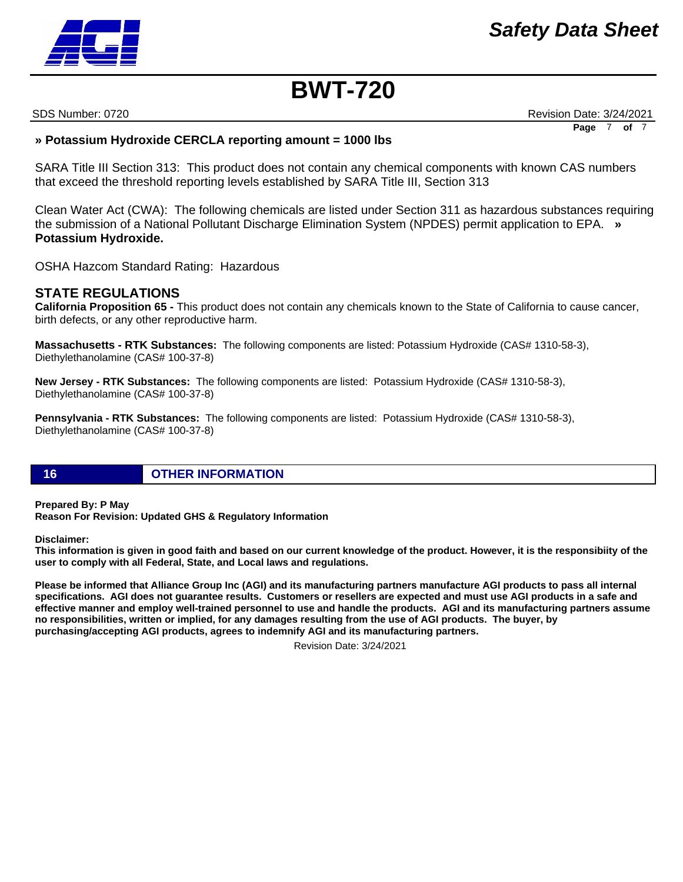**» Potassium Hydroxide CERCLA reporting amount = 1000 lbs**

SARA Title III Section 313: This product does not contain any chemical components with known CAS numbers that exceed the threshold reporting levels established by SARA Title III, Section 313

Clean Water Act (CWA): The following chemicals are listed under Section 311 as hazardous substances requiring the submission of a National Pollutant Discharge Elimination System (NPDES) permit application to EPA. **» Potassium Hydroxide.**

OSHA Hazcom Standard Rating: Hazardous

## STATE REGULATIONS

**California Proposition 65 -** This product does not contain any chemicals known to the State of California to cause cancer, birth defects, or any other reproductive harm.

**Massachusetts - RTK Substances:** The following components are listed: Potassium Hydroxide (CAS# 1310-58-3), Diethylethanolamine (CAS# 100-37-8)

**New Jersey - RTK Substances:** The following components are listed: Potassium Hydroxide (CAS# 1310-58-3), Diethylethanolamine (CAS# 100-37-8)

**Pennsylvania - RTK Substances:** The following components are listed: Potassium Hydroxide (CAS# 1310-58-3), Diethylethanolamine (CAS# 100-37-8)

## 16 OTHER INFORMATION

**Prepared By: P May**
**Reason For Revision: Updated GHS & Regulatory Information**

**Disclaimer:**
**This information is given in good faith and based on our current knowledge of the product. However, it is the responsibiity of the user to comply with all Federal, State, and Local laws and regulations.**

**Please be informed that Alliance Group Inc (AGI) and its manufacturing partners manufacture AGI products to pass all internal specifications. AGI does not guarantee results. Customers or resellers are expected and must use AGI products in a safe and effective manner and employ well-trained personnel to use and handle the products. AGI and its manufacturing partners assume no responsibilities, written or implied, for any damages resulting from the use of AGI products. The buyer, by purchasing/accepting AGI products, agrees to indemnify AGI and its manufacturing partners.**

Revision Date: 3/24/2021